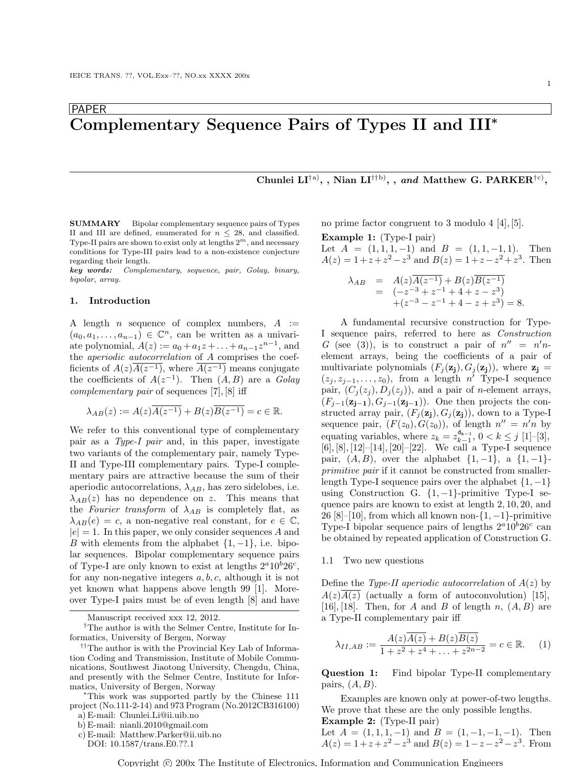PAPER

# Complementary Sequence Pairs of Types II and III*

**Chunlei LI[†a)], , Nian LI[††b)], , *and* Matthew G. PARKER[†c)],**

**SUMMARY** Bipolar complementary sequence pairs of Types II and III are defined, enumerated for $n \le 28$, and classified. Type-II pairs are shown to exist only at lengths $2^m$, and necessary conditions for Type-III pairs lead to a non-existence conjecture regarding their length.

***key words:*** *Complementary, sequence, pair, Golay, binary, bipolar, array.*

## 1. Introduction

A length $n$ sequence of complex numbers, $A := (a_0, a_1, \ldots, a_{n-1}) \in \mathbb{C}^n$, can be written as a univariate polynomial, $A(z) := a_0 + a_1 z + \ldots + a_{n-1} z^{n-1}$, and the *aperiodic autocorrelation* of $A$ comprises the coefficients of $A(z)\overline{A(z^{-1})}$, where $\overline{A(z^{-1})}$ means conjugate the coefficients of $A(z^{-1})$. Then $(A, B)$ are a *Golay complementary pair* of sequences [7], [8] iff

$$\lambda_{AB}(z) := A(z)\overline{A(z^{-1})} + B(z)\overline{B(z^{-1})} = c \in \mathbb{R}.$$

We refer to this conventional type of complementary pair as a *Type-I pair* and, in this paper, investigate two variants of the complementary pair, namely Type-II and Type-III complementary pairs. Type-I complementary pairs are attractive because the sum of their aperiodic autocorrelations, $\lambda_{AB}$, has zero sidelobes, i.e. $\lambda_{AB}(z)$ has no dependence on $z$. This means that the *Fourier transform* of $\lambda_{AB}$ is completely flat, as $\lambda_{AB}(e) = c$, a non-negative real constant, for $e \in \mathbb{C}$, $|e| = 1$. In this paper, we only consider sequences $A$ and $B$ with elements from the alphabet $\{1, -1\}$, i.e. bipolar sequences. Bipolar complementary sequence pairs of Type-I are only known to exist at lengths $2^a 10^b 26^c$, for any non-negative integers $a, b, c$, although it is not yet known what happens above length 99 [1]. Moreover Type-I pairs must be of even length [8] and have no prime factor congruent to 3 modulo 4 [4], [5].

**Example 1:** (Type-I pair)
Let $A = (1, 1, 1, -1)$ and $B = (1, 1, -1, 1)$. Then $A(z) = 1 + z + z^2 - z^3$ and $B(z) = 1 + z - z^2 + z^3$. Then

$$\begin{aligned}\lambda_{AB} &= A(z)\overline{A(z^{-1})} + B(z)\overline{B(z^{-1})} \\ &= (-z^{-3} + z^{-1} + 4 + z - z^3) \\ &\quad + (z^{-3} - z^{-1} + 4 - z + z^3) = 8.\end{aligned}$$

A fundamental recursive construction for Type-I sequence pairs, referred to here as *Construction G* (see (3)), is to construct a pair of $n'' = n'n$-element arrays, being the coefficients of a pair of multivariate polynomials $(F_j(\mathbf{z_j}), G_j(\mathbf{z_j}))$, where $\mathbf{z_j} = (z_j, z_{j-1}, \ldots, z_0)$, from a length $n'$ Type-I sequence pair, $(C_j(z_j), D_j(z_j))$, and a pair of $n$-element arrays, $(F_{j-1}(\mathbf{z_{j-1}}), G_{j-1}(\mathbf{z_{j-1}}))$. One then projects the constructed array pair, $(F_j(\mathbf{z_j}), G_j(\mathbf{z_j}))$, down to a Type-I sequence pair, $(F(z_0), G(z_0))$, of length $n'' = n'n$ by equating variables, where $z_k = z_{k-1}^{\mathsf{d}_{k-1}}$, $0 < k \le j$ [1]–[3], [6], [8], [12]–[14], [20]–[22]. We call a Type-I sequence pair, $(A, B)$, over the alphabet $\{1, -1\}$, a $\{1, -1\}$-*primitive pair* if it cannot be constructed from smaller-length Type-I sequence pairs over the alphabet $\{1, -1\}$ using Construction G. $\{1, -1\}$-primitive Type-I sequence pairs are known to exist at length 2, 10, 20, and 26 [8]–[10], from which all known non-$\{1, -1\}$-primitive Type-I bipolar sequence pairs of lengths $2^a 10^b 26^c$ can be obtained by repeated application of Construction G.

### 1.1 Two new questions

Define the *Type-II aperiodic autocorrelation* of $A(z)$ by $A(z)\overline{A(z)}$ (actually a form of autoconvolution) [15], [16], [18]. Then, for $A$ and $B$ of length $n$, $(A, B)$ are a Type-II complementary pair iff

$$\lambda_{II,AB} := \frac{A(z)\overline{A(z)} + B(z)\overline{B(z)}}{1 + z^2 + z^4 + \ldots + z^{2n-2}} = c \in \mathbb{R}. \qquad (1)$$

**Question 1:** Find bipolar Type-II complementary pairs, $(A, B)$.

Examples are known only at power-of-two lengths. We prove that these are the only possible lengths.

**Example 2:** (Type-II pair)
Let $A = (1, 1, 1, -1)$ and $B = (1, -1, -1, -1)$. Then $A(z) = 1 + z + z^2 - z^3$ and $B(z) = 1 - z - z^2 - z^3$. From

Manuscript received xxx 12, 2012.

†The author is with the Selmer Centre, Institute for Informatics, University of Bergen, Norway

††The author is with the Provincial Key Lab of Information Coding and Transmission, Institute of Mobile Communications, Southwest Jiaotong University, Chengdu, China, and presently with the Selmer Centre, Institute for Informatics, University of Bergen, Norway

*This work was supported partly by the Chinese 111 project (No.111-2-14) and 973 Program (No.2012CB316100)

a) E-mail: Chunlei.Li@ii.uib.no

b) E-mail: nianli.2010@gmail.com

c) E-mail: Matthew.Parker@ii.uib.no

DOI: 10.1587/trans.E0.??.1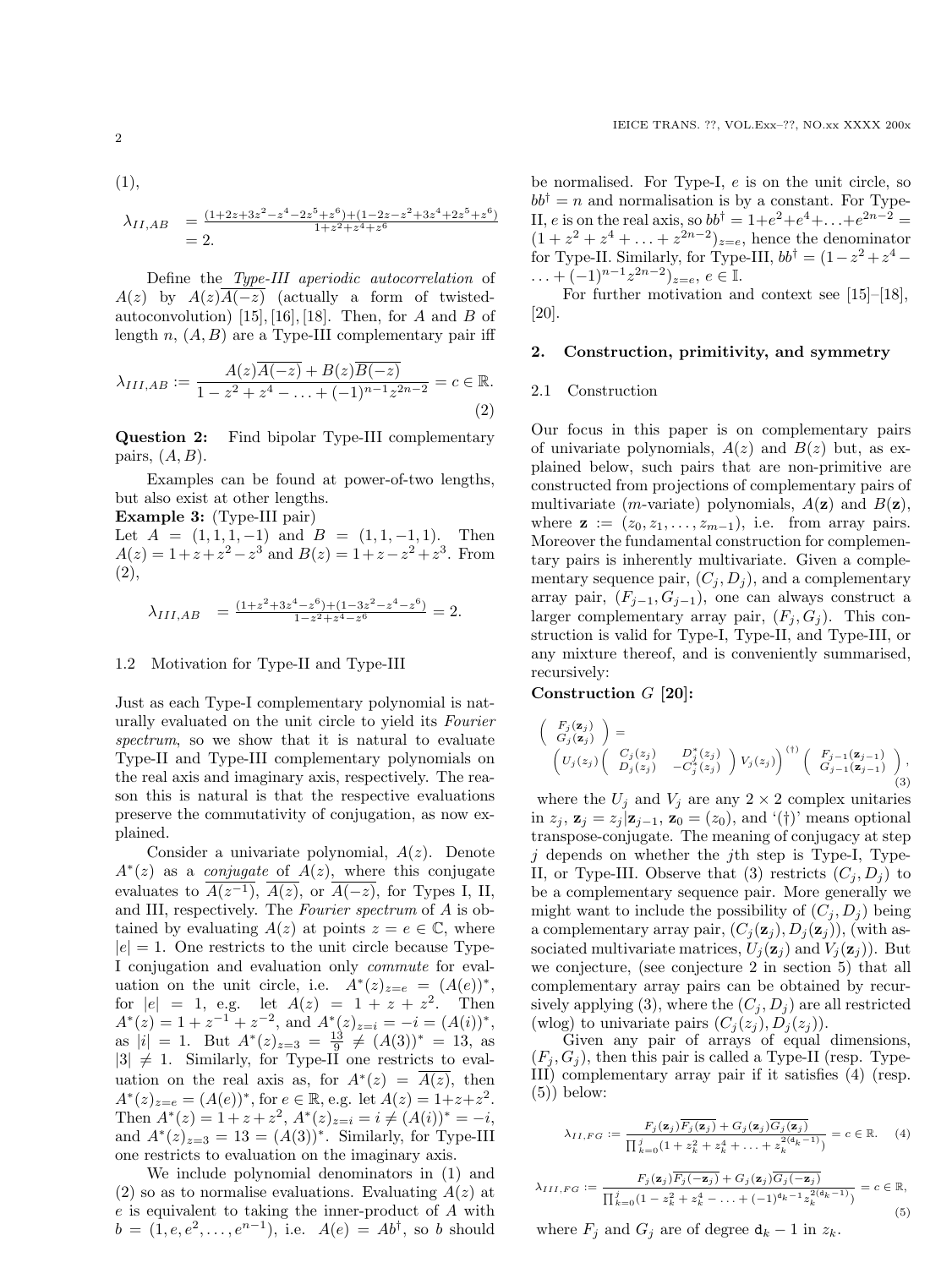(1),

$$\lambda_{II,AB} = \frac{(1+2z+3z^2-z^4-2z^5+z^6)+(1-2z-z^2+3z^4+2z^5+z^6)}{1+z^2+z^4+z^6} = 2.$$

Define the *Type-III aperiodic autocorrelation* of $A(z)$ by $A(z)\overline{A(-z)}$ (actually a form of twisted-autoconvolution) [15], [16], [18]. Then, for $A$ and $B$ of length $n$, $(A, B)$ are a Type-III complementary pair iff

$$\lambda_{III,AB} := \frac{A(z)\overline{A(-z)} + B(z)\overline{B(-z)}}{1 - z^2 + z^4 - \ldots + (-1)^{n-1}z^{2n-2}} = c \in \mathbb{R}. \quad (2)$$

**Question 2:** Find bipolar Type-III complementary pairs, $(A, B)$.

Examples can be found at power-of-two lengths, but also exist at other lengths.

**Example 3:** (Type-III pair)
Let $A = (1, 1, 1, -1)$ and $B = (1, 1, -1, 1)$. Then $A(z) = 1+z+z^2-z^3$ and $B(z) = 1+z-z^2+z^3$. From (2),

$$\lambda_{III,AB} = \frac{(1+z^2+3z^4-z^6)+(1-3z^2-z^4-z^6)}{1-z^2+z^4-z^6} = 2.$$

### 1.2 Motivation for Type-II and Type-III

Just as each Type-I complementary polynomial is naturally evaluated on the unit circle to yield its *Fourier spectrum*, so we show that it is natural to evaluate Type-II and Type-III complementary polynomials on the real axis and imaginary axis, respectively. The reason this is natural is that the respective evaluations preserve the commutativity of conjugation, as now explained.

Consider a univariate polynomial, $A(z)$. Denote $A^*(z)$ as a conjugate of $A(z)$, where this conjugate evaluates to $\overline{A(z^{-1})}$, $\overline{A(z)}$, or $\overline{A(-z)}$, for Types I, II, and III, respectively. The *Fourier spectrum* of $A$ is obtained by evaluating $A(z)$ at points $z = e \in \mathbb{C}$, where $|e| = 1$. One restricts to the unit circle because Type-I conjugation and evaluation only *commute* for evaluation on the unit circle, i.e. $A^*(z)_{z=e} = (A(e))^*$, for $|e| = 1$, e.g. let $A(z) = 1 + z + z^2$. Then $A^*(z) = 1 + z^{-1} + z^{-2}$, and $A^*(z)_{z=i} = -i = (A(i))^*$, as $|i| = 1$. But $A^*(z)_{z=3} = \frac{13}{9} \neq (A(3))^* = 13$, as $|3| \neq 1$. Similarly, for Type-II one restricts to evaluation on the real axis as, for $A^*(z) = \overline{A(z)}$, then $A^*(z)_{z=e} = (A(e))^*$, for $e \in \mathbb{R}$, e.g. let $A(z) = 1+z+z^2$. Then $A^*(z) = 1 + z + z^2$, $A^*(z)_{z=i} = i \neq (A(i))^* = -i$, and $A^*(z)_{z=3} = 13 = (A(3))^*$. Similarly, for Type-III one restricts to evaluation on the imaginary axis.

We include polynomial denominators in (1) and (2) so as to normalise evaluations. Evaluating $A(z)$ at $e$ is equivalent to taking the inner-product of $A$ with $b = (1, e, e^2, \ldots, e^{n-1})$, i.e. $A(e) = Ab^\dagger$, so $b$ should be normalised. For Type-I, $e$ is on the unit circle, so $bb^\dagger = n$ and normalisation is by a constant. For Type-II, $e$ is on the real axis, so $bb^\dagger = 1+e^2+e^4+\ldots+e^{2n-2} = (1 + z^2 + z^4 + \ldots + z^{2n-2})_{z=e}$, hence the denominator for Type-II. Similarly, for Type-III, $bb^\dagger = (1-z^2+z^4-\ldots+(-1)^{n-1}z^{2n-2})_{z=e}$, $e \in \mathbb{I}$.

For further motivation and context see [15]–[18], [20].

## 2. Construction, primitivity, and symmetry

### 2.1 Construction

Our focus in this paper is on complementary pairs of univariate polynomials, $A(z)$ and $B(z)$ but, as explained below, such pairs that are non-primitive are constructed from projections of complementary pairs of multivariate ($m$-variate) polynomials, $A(\mathbf{z})$ and $B(\mathbf{z})$, where $\mathbf{z} := (z_0, z_1, \ldots, z_{m-1})$, i.e. from array pairs. Moreover the fundamental construction for complementary pairs is inherently multivariate. Given a complementary sequence pair, $(C_j, D_j)$, and a complementary array pair, $(F_{j-1}, G_{j-1})$, one can always construct a larger complementary array pair, $(F_j, G_j)$. This construction is valid for Type-I, Type-II, and Type-III, or any mixture thereof, and is conveniently summarised, recursively:

**Construction $G$ [20]:**

$$\begin{pmatrix} F_j(\mathbf{z}_j) \\ G_j(\mathbf{z}_j) \end{pmatrix} = \left( U_j(z_j) \begin{pmatrix} C_j(z_j) & D_j^*(z_j) \\ D_j(z_j) & -C_j^*(z_j) \end{pmatrix} V_j(z_j) \right)^{(\dagger)} \begin{pmatrix} F_{j-1}(\mathbf{z}_{j-1}) \\ G_{j-1}(\mathbf{z}_{j-1}) \end{pmatrix}, \quad (3)$$

where the $U_j$ and $V_j$ are any $2 \times 2$ complex unitaries in $z_j$, $\mathbf{z}_j = z_j|\mathbf{z}_{j-1}$, $\mathbf{z}_0 = (z_0)$, and '$(\dagger)$' means optional transpose-conjugate. The meaning of conjugacy at step $j$ depends on whether the $j$th step is Type-I, Type-II, or Type-III. Observe that (3) restricts $(C_j, D_j)$ to be a complementary sequence pair. More generally we might want to include the possibility of $(C_j, D_j)$ being a complementary array pair, $(C_j(\mathbf{z}_j), D_j(\mathbf{z}_j))$, (with associated multivariate matrices, $U_j(\mathbf{z}_j)$ and $V_j(\mathbf{z}_j)$). But we conjecture, (see conjecture 2 in section 5) that all complementary array pairs can be obtained by recursively applying (3), where the $(C_j, D_j)$ are all restricted (wlog) to univariate pairs $(C_j(z_j), D_j(z_j))$.

Given any pair of arrays of equal dimensions, $(F_j, G_j)$, then this pair is called a Type-II (resp. Type-III) complementary array pair if it satisfies (4) (resp. (5)) below:

$$\lambda_{II,FG} := \frac{F_j(\mathbf{z}_j)\overline{F_j(\mathbf{z}_j)} + G_j(\mathbf{z}_j)\overline{G_j(\mathbf{z}_j)}}{\prod_{k=0}^{j}(1 + z_k^2 + z_k^4 + \ldots + z_k^{2(\mathtt{d}_k-1)})} = c \in \mathbb{R}. \quad (4)$$

$$\lambda_{III,FG} := \frac{F_j(\mathbf{z}_j)\overline{F_j(-\mathbf{z}_j)} + G_j(\mathbf{z}_j)\overline{G_j(-\mathbf{z}_j)}}{\prod_{k=0}^{j}(1 - z_k^2 + z_k^4 - \ldots + (-1)^{\mathtt{d}_k-1}z_k^{2(\mathtt{d}_k-1)})} = c \in \mathbb{R}, \quad (5)$$

where $F_j$ and $G_j$ are of degree $\mathtt{d}_k - 1$ in $z_k$.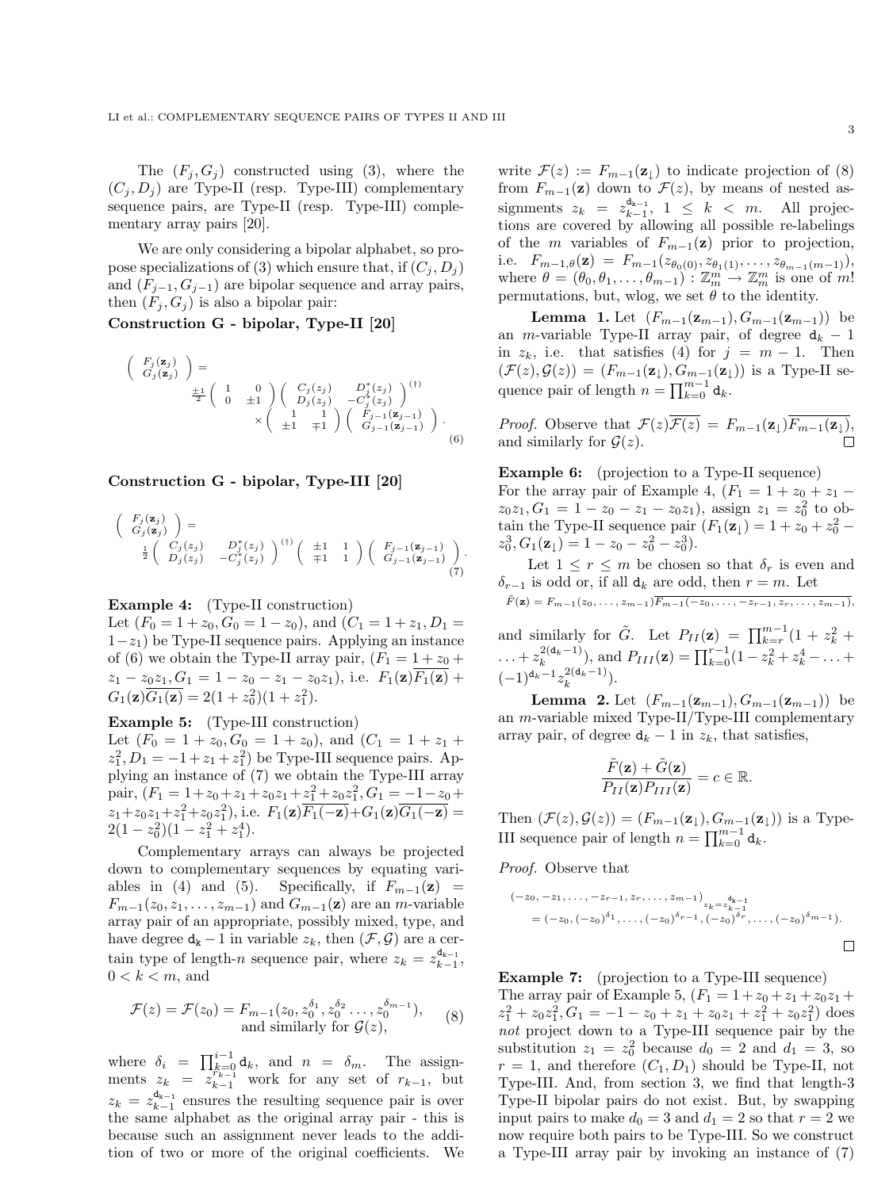The $(F_j, G_j)$ constructed using (3), where the $(C_j, D_j)$ are Type-II (resp. Type-III) complementary sequence pairs, are Type-II (resp. Type-III) complementary array pairs [20].

We are only considering a bipolar alphabet, so propose specializations of (3) which ensure that, if $(C_j, D_j)$ and $(F_{j-1}, G_{j-1})$ are bipolar sequence and array pairs, then $(F_j, G_j)$ is also a bipolar pair:

**Construction G - bipolar, Type-II [20]**

$$\begin{pmatrix} F_j(\mathbf{z}_j) \\ G_j(\mathbf{z}_j) \end{pmatrix} = \frac{\pm 1}{2}\begin{pmatrix} 1 & 0 \\ 0 & \pm 1 \end{pmatrix}\begin{pmatrix} C_j(z_j) & D_j^*(z_j) \\ D_j(z_j) & -C_j^*(z_j) \end{pmatrix}^{(\dagger)} \times \begin{pmatrix} 1 & 1 \\ \pm 1 & \mp 1 \end{pmatrix}\begin{pmatrix} F_{j-1}(\mathbf{z}_{j-1}) \\ G_{j-1}(\mathbf{z}_{j-1}) \end{pmatrix}. \tag{6}$$

**Construction G - bipolar, Type-III [20]**

$$\begin{pmatrix} F_j(\mathbf{z}_j) \\ G_j(\mathbf{z}_j) \end{pmatrix} = \frac{1}{2}\begin{pmatrix} C_j(z_j) & D_j^*(z_j) \\ D_j(z_j) & -C_j^*(z_j) \end{pmatrix}^{(\dagger)}\begin{pmatrix} \pm 1 & 1 \\ \mp 1 & 1 \end{pmatrix}\begin{pmatrix} F_{j-1}(\mathbf{z}_{j-1}) \\ G_{j-1}(\mathbf{z}_{j-1}) \end{pmatrix}. \tag{7}$$

**Example 4:** (Type-II construction)
Let $(F_0 = 1 + z_0, G_0 = 1 - z_0)$, and $(C_1 = 1 + z_1, D_1 = 1 - z_1)$ be Type-II sequence pairs. Applying an instance of (6) we obtain the Type-II array pair, $(F_1 = 1 + z_0 + z_1 - z_0z_1, G_1 = 1 - z_0 - z_1 - z_0z_1)$, i.e. $F_1(\mathbf{z})\overline{F_1(\mathbf{z})} + G_1(\mathbf{z})\overline{G_1(\mathbf{z})} = 2(1 + z_0^2)(1 + z_1^2)$.

**Example 5:** (Type-III construction)
Let $(F_0 = 1 + z_0, G_0 = 1 + z_0)$, and $(C_1 = 1 + z_1 + z_1^2, D_1 = -1 + z_1 + z_1^2)$ be Type-III sequence pairs. Applying an instance of (7) we obtain the Type-III array pair, $(F_1 = 1 + z_0 + z_1 + z_0z_1 + z_1^2 + z_0z_1^2, G_1 = -1 - z_0 + z_1 + z_0z_1 + z_1^2 + z_0z_1^2)$, i.e. $F_1(\mathbf{z})\overline{F_1(-\mathbf{z})} + G_1(\mathbf{z})\overline{G_1(-\mathbf{z})} = 2(1 - z_0^2)(1 - z_1^2 + z_1^4)$.

Complementary arrays can always be projected down to complementary sequences by equating variables in (4) and (5). Specifically, if $F_{m-1}(\mathbf{z}) = F_{m-1}(z_0, z_1, \ldots, z_{m-1})$ and $G_{m-1}(\mathbf{z})$ are an $m$-variable array pair of an appropriate, possibly mixed, type, and have degree $\mathtt{d}_k - 1$ in variable $z_k$, then $(\mathcal{F}, \mathcal{G})$ are a certain type of length-$n$ sequence pair, where $z_k = z_{k-1}^{\mathtt{d}_{k-1}}$, $0 < k < m$, and

$$\mathcal{F}(z) = \mathcal{F}(z_0) = F_{m-1}(z_0, z_0^{\delta_1}, z_0^{\delta_2} \ldots, z_0^{\delta_{m-1}}), \quad \text{and similarly for } \mathcal{G}(z), \tag{8}$$

where $\delta_i = \prod_{k=0}^{i-1} \mathtt{d}_k$, and $n = \delta_m$. The assignments $z_k = z_{k-1}^{r_{k-1}}$ work for any set of $r_{k-1}$, but $z_k = z_{k-1}^{\mathtt{d}_{k-1}}$ ensures the resulting sequence pair is over the same alphabet as the original array pair - this is because such an assignment never leads to the addition of two or more of the original coefficients. We write $\mathcal{F}(z) := F_{m-1}(\mathbf{z}_\downarrow)$ to indicate projection of (8) from $F_{m-1}(\mathbf{z})$ down to $\mathcal{F}(z)$, by means of nested assignments $z_k = z_{k-1}^{\mathtt{d}_{k-1}}$, $1 \le k < m$. All projections are covered by allowing all possible re-labelings of the $m$ variables of $F_{m-1}(\mathbf{z})$ prior to projection, i.e. $F_{m-1,\theta}(\mathbf{z}) = F_{m-1}(z_{\theta_0(0)}, z_{\theta_1(1)}, \ldots, z_{\theta_{m-1}(m-1)})$, where $\theta = (\theta_0, \theta_1, \ldots, \theta_{m-1}) : \mathbb{Z}_m^m \to \mathbb{Z}_m^m$ is one of $m!$ permutations, but, wlog, we set $\theta$ to the identity.

**Lemma 1.** Let $(F_{m-1}(\mathbf{z}_{m-1}), G_{m-1}(\mathbf{z}_{m-1}))$ be an $m$-variable Type-II array pair, of degree $\mathtt{d}_k - 1$ in $z_k$, i.e. that satisfies (4) for $j = m - 1$. Then $(\mathcal{F}(z), \mathcal{G}(z)) = (F_{m-1}(\mathbf{z}_\downarrow), G_{m-1}(\mathbf{z}_\downarrow))$ is a Type-II sequence pair of length $n = \prod_{k=0}^{m-1} \mathtt{d}_k$.

*Proof.* Observe that $\mathcal{F}(z)\overline{\mathcal{F}(z)} = F_{m-1}(\mathbf{z}_\downarrow)\overline{F_{m-1}(\mathbf{z}_\downarrow)}$, and similarly for $\mathcal{G}(z)$. □

**Example 6:** (projection to a Type-II sequence)
For the array pair of Example 4, $(F_1 = 1 + z_0 + z_1 - z_0z_1, G_1 = 1 - z_0 - z_1 - z_0z_1)$, assign $z_1 = z_0^2$ to obtain the Type-II sequence pair $(F_1(\mathbf{z}_\downarrow) = 1 + z_0 + z_0^2 - z_0^3, G_1(\mathbf{z}_\downarrow) = 1 - z_0 - z_0^2 - z_0^3)$.

Let $1 \le r \le m$ be chosen so that $\delta_r$ is even and $\delta_{r-1}$ is odd or, if all $\mathtt{d}_k$ are odd, then $r = m$. Let

$$\tilde{F}(\mathbf{z}) = F_{m-1}(z_0, \ldots, z_{m-1})\overline{F_{m-1}(-z_0, \ldots, -z_{r-1}, z_r, \ldots, z_{m-1})},$$

and similarly for $\tilde{G}$. Let $P_{II}(\mathbf{z}) = \prod_{k=r}^{m-1}(1 + z_k^2 + \ldots + z_k^{2(\mathtt{d}_k-1)})$, and $P_{III}(\mathbf{z}) = \prod_{k=0}^{r-1}(1 - z_k^2 + z_k^4 - \ldots + (-1)^{\mathtt{d}_k-1} z_k^{2(\mathtt{d}_k-1)})$.

**Lemma 2.** Let $(F_{m-1}(\mathbf{z}_{m-1}), G_{m-1}(\mathbf{z}_{m-1}))$ be an $m$-variable mixed Type-II/Type-III complementary array pair, of degree $\mathtt{d}_k - 1$ in $z_k$, that satisfies,

$$\frac{\tilde{F}(\mathbf{z}) + \tilde{G}(\mathbf{z})}{P_{II}(\mathbf{z})P_{III}(\mathbf{z})} = c \in \mathbb{R}.$$

Then $(\mathcal{F}(z), \mathcal{G}(z)) = (F_{m-1}(\mathbf{z}_\downarrow), G_{m-1}(\mathbf{z}_\downarrow))$ is a Type-III sequence pair of length $n = \prod_{k=0}^{m-1} \mathtt{d}_k$.

*Proof.* Observe that

$$(-z_0, -z_1, \ldots, -z_{r-1}, z_r, \ldots, z_{m-1})_{z_k = z_{k-1}^{\mathtt{d}_{k-1}}} = (-z_0, (-z_0)^{\delta_1}, \ldots, (-z_0)^{\delta_{r-1}}, (-z_0)^{\delta_r}, \ldots, (-z_0)^{\delta_{m-1}}).$$

□

**Example 7:** (projection to a Type-III sequence)
The array pair of Example 5, $(F_1 = 1 + z_0 + z_1 + z_0z_1 + z_1^2 + z_0z_1^2, G_1 = -1 - z_0 + z_1 + z_0z_1 + z_1^2 + z_0z_1^2)$ does *not* project down to a Type-III sequence pair by the substitution $z_1 = z_0^2$ because $d_0 = 2$ and $d_1 = 3$, so $r = 1$, and therefore $(C_1, D_1)$ should be Type-II, not Type-III. And, from section 3, we find that length-3 Type-II bipolar pairs do not exist. But, by swapping input pairs to make $d_0 = 3$ and $d_1 = 2$ so that $r = 2$ we now require both pairs to be Type-III. So we construct a Type-III array pair by invoking an instance of (7)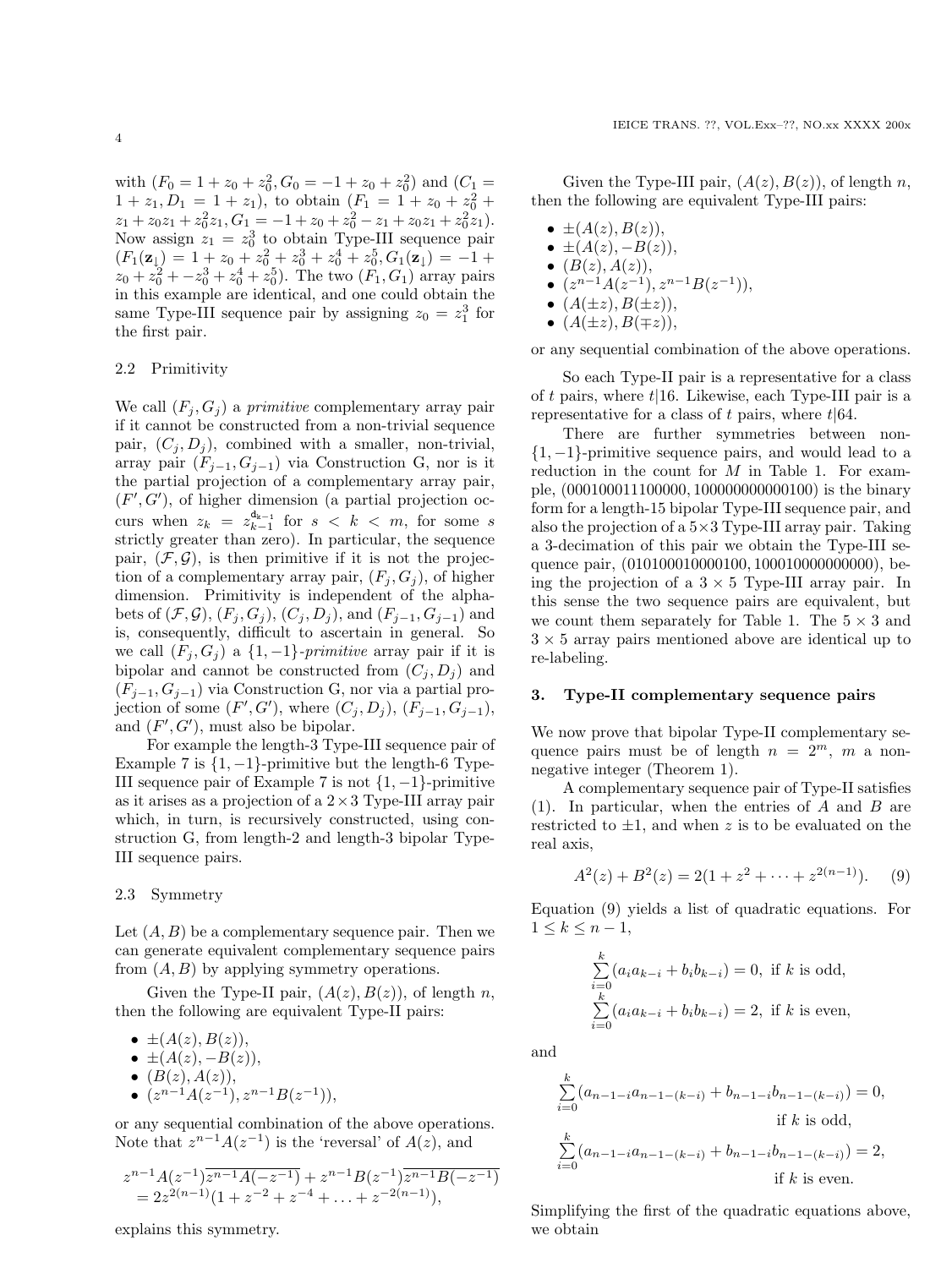with $(F_0 = 1 + z_0 + z_0^2, G_0 = -1 + z_0 + z_0^2)$ and $(C_1 = 1 + z_1, D_1 = 1 + z_1)$, to obtain $(F_1 = 1 + z_0 + z_0^2 + z_1 + z_0z_1 + z_0^2z_1, G_1 = -1 + z_0 + z_0^2 - z_1 + z_0z_1 + z_0^2z_1)$. Now assign $z_1 = z_0^3$ to obtain Type-III sequence pair $(F_1(\mathbf{z}_\downarrow) = 1 + z_0 + z_0^2 + z_0^3 + z_0^4 + z_0^5, G_1(\mathbf{z}_\downarrow) = -1 + z_0 + z_0^2 + -z_0^3 + z_0^4 + z_0^5)$. The two $(F_1, G_1)$ array pairs in this example are identical, and one could obtain the same Type-III sequence pair by assigning $z_0 = z_1^3$ for the first pair.

### 2.2 Primitivity

We call $(F_j, G_j)$ a *primitive* complementary array pair if it cannot be constructed from a non-trivial sequence pair, $(C_j, D_j)$, combined with a smaller, non-trivial, array pair $(F_{j-1}, G_{j-1})$ via Construction G, nor is it the partial projection of a complementary array pair, $(F', G')$, of higher dimension (a partial projection occurs when $z_k = z_{k-1}^{\mathsf{d}_{k-1}}$ for $s < k < m$, for some $s$ strictly greater than zero). In particular, the sequence pair, $(\mathcal{F}, \mathcal{G})$, is then primitive if it is not the projection of a complementary array pair, $(F_j, G_j)$, of higher dimension. Primitivity is independent of the alphabets of $(\mathcal{F}, \mathcal{G})$, $(F_j, G_j)$, $(C_j, D_j)$, and $(F_{j-1}, G_{j-1})$ and is, consequently, difficult to ascertain in general. So we call $(F_j, G_j)$ a $\{1, -1\}$-*primitive* array pair if it is bipolar and cannot be constructed from $(C_j, D_j)$ and $(F_{j-1}, G_{j-1})$ via Construction G, nor via a partial projection of some $(F', G')$, where $(C_j, D_j)$, $(F_{j-1}, G_{j-1})$, and $(F', G')$, must also be bipolar.

For example the length-3 Type-III sequence pair of Example 7 is $\{1, -1\}$-primitive but the length-6 Type-III sequence pair of Example 7 is not $\{1, -1\}$-primitive as it arises as a projection of a $2 \times 3$ Type-III array pair which, in turn, is recursively constructed, using construction G, from length-2 and length-3 bipolar Type-III sequence pairs.

### 2.3 Symmetry

Let $(A, B)$ be a complementary sequence pair. Then we can generate equivalent complementary sequence pairs from $(A, B)$ by applying symmetry operations.

Given the Type-II pair, $(A(z), B(z))$, of length $n$, then the following are equivalent Type-II pairs:

- $\pm(A(z), B(z))$,
- $\pm(A(z), -B(z))$,
- $(B(z), A(z))$,
- $(z^{n-1}A(z^{-1}), z^{n-1}B(z^{-1}))$,

or any sequential combination of the above operations. Note that $z^{n-1}A(z^{-1})$ is the 'reversal' of $A(z)$, and

$$z^{n-1}A(z^{-1})\overline{z^{n-1}A(-z^{-1})} + z^{n-1}B(z^{-1})\overline{z^{n-1}B(-z^{-1})} \\ = 2z^{2(n-1)}(1 + z^{-2} + z^{-4} + \ldots + z^{-2(n-1)}),$$

explains this symmetry.

Given the Type-III pair, $(A(z), B(z))$, of length $n$, then the following are equivalent Type-III pairs:

- $\pm(A(z), B(z))$,
- $\pm(A(z), -B(z))$,
- $(B(z), A(z))$,
- $(z^{n-1}A(z^{-1}), z^{n-1}B(z^{-1}))$,
- $(A(\pm z), B(\pm z))$,
- $(A(\pm z), B(\mp z))$,

or any sequential combination of the above operations.

So each Type-II pair is a representative for a class of $t$ pairs, where $t|16$. Likewise, each Type-III pair is a representative for a class of $t$ pairs, where $t|64$.

There are further symmetries between non-$\{1, -1\}$-primitive sequence pairs, and would lead to a reduction in the count for $M$ in Table 1. For example, (000100011100000, 100000000000100) is the binary form for a length-15 bipolar Type-III sequence pair, and also the projection of a $5 \times 3$ Type-III array pair. Taking a 3-decimation of this pair we obtain the Type-III sequence pair, (010100010000100, 100010000000000), being the projection of a $3 \times 5$ Type-III array pair. In this sense the two sequence pairs are equivalent, but we count them separately for Table 1. The $5 \times 3$ and $3 \times 5$ array pairs mentioned above are identical up to re-labeling.

## 3. Type-II complementary sequence pairs

We now prove that bipolar Type-II complementary sequence pairs must be of length $n = 2^m$, $m$ a non-negative integer (Theorem 1).

A complementary sequence pair of Type-II satisfies (1). In particular, when the entries of $A$ and $B$ are restricted to $\pm 1$, and when $z$ is to be evaluated on the real axis,

$$A^2(z) + B^2(z) = 2(1 + z^2 + \cdots + z^{2(n-1)}). \quad (9)$$

Equation (9) yields a list of quadratic equations. For $1 \le k \le n - 1$,

$$\sum_{i=0}^{k}(a_i a_{k-i} + b_i b_{k-i}) = 0, \text{ if } k \text{ is odd},$$
$$\sum_{i=0}^{k}(a_i a_{k-i} + b_i b_{k-i}) = 2, \text{ if } k \text{ is even},$$

and

$$\sum_{i=0}^{k}(a_{n-1-i}a_{n-1-(k-i)} + b_{n-1-i}b_{n-1-(k-i)}) = 0, \quad \text{if } k \text{ is odd},$$
$$\sum_{i=0}^{k}(a_{n-1-i}a_{n-1-(k-i)} + b_{n-1-i}b_{n-1-(k-i)}) = 2, \quad \text{if } k \text{ is even}.$$

Simplifying the first of the quadratic equations above, we obtain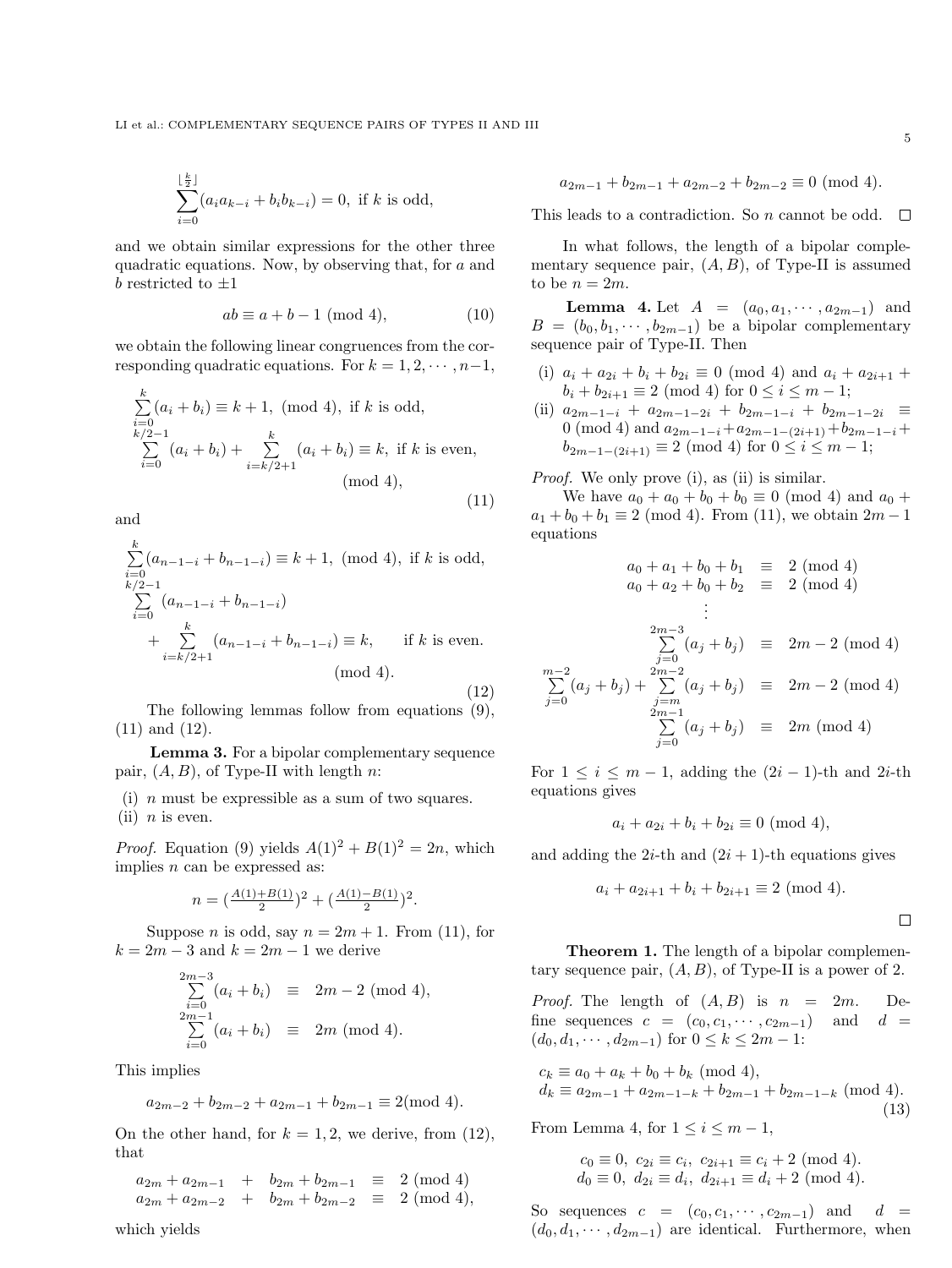$$\sum_{i=0}^{\lfloor \frac{k}{2} \rfloor}(a_i a_{k-i} + b_i b_{k-i}) = 0, \text{ if } k \text{ is odd},$$

and we obtain similar expressions for the other three quadratic equations. Now, by observing that, for $a$ and $b$ restricted to $\pm 1$

$$ab \equiv a + b - 1 \pmod 4, \tag{10}$$

we obtain the following linear congruences from the corresponding quadratic equations. For $k = 1, 2, \cdots, n-1$,

$$\begin{aligned} &\sum_{i=0}^{k}(a_i + b_i) \equiv k+1, \pmod 4, \text{ if } k \text{ is odd}, \\ &\sum_{i=0}^{k/2-1}(a_i + b_i) + \sum_{i=k/2+1}^{k}(a_i + b_i) \equiv k, \text{ if } k \text{ is even}, \\ &\qquad\qquad\qquad\qquad\qquad\qquad \pmod 4, \end{aligned} \tag{11}$$

and

$$\begin{aligned} &\sum_{i=0}^{k}(a_{n-1-i} + b_{n-1-i}) \equiv k+1, \pmod 4, \text{ if } k \text{ is odd}, \\ &\sum_{i=0}^{k/2-1}(a_{n-1-i} + b_{n-1-i}) \\ &\quad + \sum_{i=k/2+1}^{k}(a_{n-1-i} + b_{n-1-i}) \equiv k, \qquad \text{if } k \text{ is even}. \\ &\qquad\qquad\qquad\qquad\qquad\qquad \pmod 4. \end{aligned} \tag{12}$$

The following lemmas follow from equations (9), (11) and (12).

**Lemma 3.** For a bipolar complementary sequence pair, $(A, B)$, of Type-II with length $n$:

(i) $n$ must be expressible as a sum of two squares.
(ii) $n$ is even.

*Proof.* Equation (9) yields $A(1)^2 + B(1)^2 = 2n$, which implies $n$ can be expressed as:

$$n = \left(\tfrac{A(1)+B(1)}{2}\right)^2 + \left(\tfrac{A(1)-B(1)}{2}\right)^2.$$

Suppose $n$ is odd, say $n = 2m+1$. From (11), for $k = 2m-3$ and $k = 2m-1$ we derive

$$\begin{aligned} \sum_{i=0}^{2m-3}(a_i + b_i) &\equiv 2m-2 \pmod 4, \\ \sum_{i=0}^{2m-1}(a_i + b_i) &\equiv 2m \pmod 4. \end{aligned}$$

This implies

$$a_{2m-2} + b_{2m-2} + a_{2m-1} + b_{2m-1} \equiv 2 \pmod 4.$$

On the other hand, for $k = 1, 2$, we derive, from (12), that

$$\begin{aligned} a_{2m} + a_{2m-1} \;+\; b_{2m} + b_{2m-1} &\equiv 2 \pmod 4 \\ a_{2m} + a_{2m-2} \;+\; b_{2m} + b_{2m-2} &\equiv 2 \pmod 4, \end{aligned}$$

which yields

$$a_{2m-1} + b_{2m-1} + a_{2m-2} + b_{2m-2} \equiv 0 \pmod 4.$$

This leads to a contradiction. So $n$ cannot be odd. □

In what follows, the length of a bipolar complementary sequence pair, $(A, B)$, of Type-II is assumed to be $n = 2m$.

**Lemma 4.** Let $A = (a_0, a_1, \cdots, a_{2m-1})$ and $B = (b_0, b_1, \cdots, b_{2m-1})$ be a bipolar complementary sequence pair of Type-II. Then

(i) $a_i + a_{2i} + b_i + b_{2i} \equiv 0 \pmod 4$ and $a_i + a_{2i+1} + b_i + b_{2i+1} \equiv 2 \pmod 4$ for $0 \le i \le m-1$;
(ii) $a_{2m-1-i} + a_{2m-1-2i} + b_{2m-1-i} + b_{2m-1-2i} \equiv 0 \pmod 4$ and $a_{2m-1-i} + a_{2m-1-(2i+1)} + b_{2m-1-i} + b_{2m-1-(2i+1)} \equiv 2 \pmod 4$ for $0 \le i \le m-1$;

*Proof.* We only prove (i), as (ii) is similar.

We have $a_0 + a_0 + b_0 + b_0 \equiv 0 \pmod 4$ and $a_0 + a_1 + b_0 + b_1 \equiv 2 \pmod 4$. From (11), we obtain $2m-1$ equations

$$\begin{aligned} a_0 + a_1 + b_0 + b_1 &\equiv 2 \pmod 4 \\ a_0 + a_2 + b_0 + b_2 &\equiv 2 \pmod 4 \\ &\vdots \\ \sum_{j=0}^{2m-3}(a_j + b_j) &\equiv 2m-2 \pmod 4 \\ \sum_{j=0}^{m-2}(a_j + b_j) + \sum_{j=m}^{2m-2}(a_j + b_j) &\equiv 2m-2 \pmod 4 \\ \sum_{j=0}^{2m-1}(a_j + b_j) &\equiv 2m \pmod 4 \end{aligned}$$

For $1 \le i \le m-1$, adding the $(2i-1)$-th and $2i$-th equations gives

$$a_i + a_{2i} + b_i + b_{2i} \equiv 0 \pmod 4,$$

and adding the $2i$-th and $(2i+1)$-th equations gives

$$a_i + a_{2i+1} + b_i + b_{2i+1} \equiv 2 \pmod 4.$$

□

**Theorem 1.** The length of a bipolar complementary sequence pair, $(A, B)$, of Type-II is a power of 2.

*Proof.* The length of $(A, B)$ is $n = 2m$. Define sequences $c = (c_0, c_1, \cdots, c_{2m-1})$ and $d = (d_0, d_1, \cdots, d_{2m-1})$ for $0 \le k \le 2m-1$:

$$\begin{aligned} c_k &\equiv a_0 + a_k + b_0 + b_k \pmod 4, \\ d_k &\equiv a_{2m-1} + a_{2m-1-k} + b_{2m-1} + b_{2m-1-k} \pmod 4. \end{aligned} \tag{13}$$

From Lemma 4, for $1 \le i \le m-1$,

$$\begin{aligned} c_0 \equiv 0,\ c_{2i} \equiv c_i,\ c_{2i+1} \equiv c_i + 2 \pmod 4. \\ d_0 \equiv 0,\ d_{2i} \equiv d_i,\ d_{2i+1} \equiv d_i + 2 \pmod 4. \end{aligned}$$

So sequences $c = (c_0, c_1, \cdots, c_{2m-1})$ and $d = (d_0, d_1, \cdots, d_{2m-1})$ are identical. Furthermore, when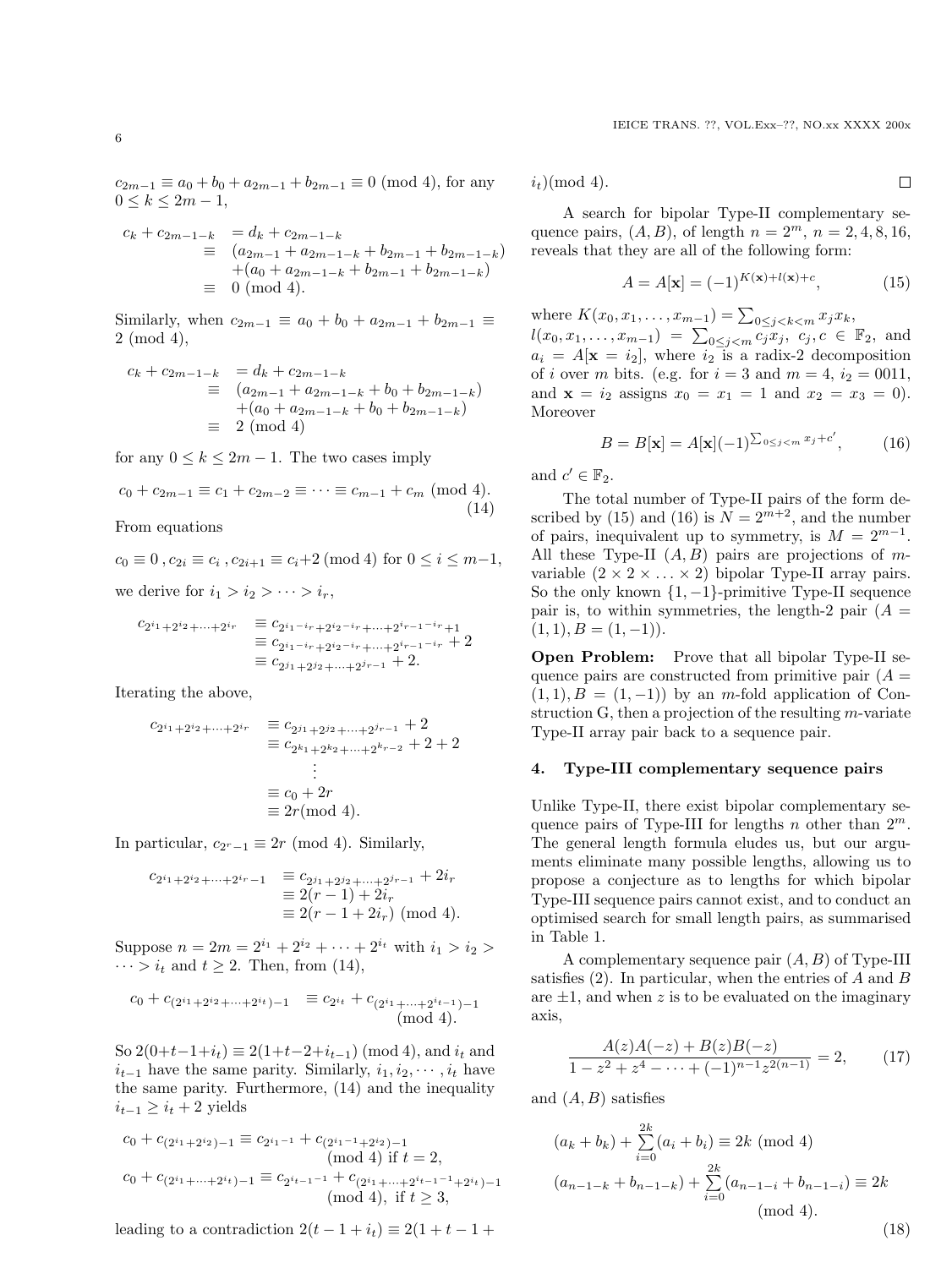$c_{2m-1} \equiv a_0 + b_0 + a_{2m-1} + b_{2m-1} \equiv 0 \pmod 4$, for any $0 \le k \le 2m-1$,

$$\begin{aligned} c_k + c_{2m-1-k} &= d_k + c_{2m-1-k} \\ &\equiv (a_{2m-1} + a_{2m-1-k} + b_{2m-1} + b_{2m-1-k}) \\ &\quad + (a_0 + a_{2m-1-k} + b_{2m-1} + b_{2m-1-k}) \\ &\equiv 0 \pmod 4. \end{aligned}$$

Similarly, when $c_{2m-1} \equiv a_0 + b_0 + a_{2m-1} + b_{2m-1} \equiv 2 \pmod 4$,

$$\begin{aligned} c_k + c_{2m-1-k} &= d_k + c_{2m-1-k} \\ &\equiv (a_{2m-1} + a_{2m-1-k} + b_0 + b_{2m-1-k}) \\ &\quad + (a_0 + a_{2m-1-k} + b_0 + b_{2m-1-k}) \\ &\equiv 2 \pmod 4 \end{aligned}$$

for any $0 \le k \le 2m-1$. The two cases imply

$$c_0 + c_{2m-1} \equiv c_1 + c_{2m-2} \equiv \cdots \equiv c_{m-1} + c_m \pmod 4. \tag{14}$$

From equations

$$c_0 \equiv 0\,, c_{2i} \equiv c_i\,, c_{2i+1} \equiv c_i + 2 \pmod 4 \text{ for } 0 \le i \le m-1,$$

we derive for $i_1 > i_2 > \cdots > i_r$,

$$\begin{aligned} c_{2^{i_1}+2^{i_2}+\cdots+2^{i_r}} &\equiv c_{2^{i_1-i_r}+2^{i_2-i_r}+\cdots+2^{i_{r-1}-i_r}+1} \\ &\equiv c_{2^{i_1-i_r}+2^{i_2-i_r}+\cdots+2^{i_{r-1}-i_r}} + 2 \\ &\equiv c_{2^{j_1}+2^{j_2}+\cdots+2^{j_{r-1}}} + 2. \end{aligned}$$

Iterating the above,

$$\begin{aligned} c_{2^{i_1}+2^{i_2}+\cdots+2^{i_r}} &\equiv c_{2^{j_1}+2^{j_2}+\cdots+2^{j_{r-1}}} + 2 \\ &\equiv c_{2^{k_1}+2^{k_2}+\cdots+2^{k_{r-2}}} + 2 + 2 \\ &\quad\vdots \\ &\equiv c_0 + 2r \\ &\equiv 2r \pmod 4. \end{aligned}$$

In particular, $c_{2^r-1} \equiv 2r \pmod 4$. Similarly,

$$\begin{aligned} c_{2^{i_1}+2^{i_2}+\cdots+2^{i_r}-1} &\equiv c_{2^{j_1}+2^{j_2}+\cdots+2^{j_{r-1}}} + 2i_r \\ &\equiv 2(r-1) + 2i_r \\ &\equiv 2(r-1+2i_r) \pmod 4. \end{aligned}$$

Suppose $n = 2m = 2^{i_1} + 2^{i_2} + \cdots + 2^{i_t}$ with $i_1 > i_2 > \cdots > i_t$ and $t \ge 2$. Then, from (14),

$$c_0 + c_{(2^{i_1}+2^{i_2}+\cdots+2^{i_t})-1} \equiv c_{2^{i_t}} + c_{(2^{i_1}+\cdots+2^{i_{t-1}})-1} \pmod 4.$$

So $2(0+t-1+i_t) \equiv 2(1+t-2+i_{t-1}) \pmod 4$, and $i_t$ and $i_{t-1}$ have the same parity. Similarly, $i_1, i_2, \cdots, i_t$ have the same parity. Furthermore, (14) and the inequality $i_{t-1} \ge i_t + 2$ yields

$$c_0 + c_{(2^{i_1}+2^{i_2})-1} \equiv c_{2^{i_1}-1} + c_{(2^{i_1-1}+2^{i_2})-1} \pmod 4 \text{ if } t = 2,$$

$$c_0 + c_{(2^{i_1}+\cdots+2^{i_t})-1} \equiv c_{2^{i_t-1}-1} + c_{(2^{i_1}+\cdots+2^{i_{t-1}-1}+2^{i_t})-1} \pmod 4, \text{ if } t \ge 3,$$

leading to a contradiction $2(t-1+i_t) \equiv 2(1+t-1+i_t) \pmod 4$. $\square$

A search for bipolar Type-II complementary sequence pairs, $(A, B)$, of length $n = 2^m$, $n = 2, 4, 8, 16$, reveals that they are all of the following form:

$$A = A[\mathbf{x}] = (-1)^{K(\mathbf{x})+l(\mathbf{x})+c}, \tag{15}$$

where $K(x_0, x_1, \ldots, x_{m-1}) = \sum_{0 \le j < k < m} x_j x_k$, $l(x_0, x_1, \ldots, x_{m-1}) = \sum_{0 \le j < m} c_j x_j$, $c_j, c \in \mathbb{F}_2$, and $a_i = A[\mathbf{x} = i_2]$, where $i_2$ is a radix-2 decomposition of $i$ over $m$ bits. (e.g. for $i = 3$ and $m = 4$, $i_2 = 0011$, and $\mathbf{x} = i_2$ assigns $x_0 = x_1 = 1$ and $x_2 = x_3 = 0$). Moreover

$$B = B[\mathbf{x}] = A[\mathbf{x}](-1)^{\sum_{0 \le j < m} x_j + c'}, \tag{16}$$

and $c' \in \mathbb{F}_2$.

The total number of Type-II pairs of the form described by (15) and (16) is $N = 2^{m+2}$, and the number of pairs, inequivalent up to symmetry, is $M = 2^{m-1}$. All these Type-II $(A, B)$ pairs are projections of $m$-variable $(2 \times 2 \times \ldots \times 2)$ bipolar Type-II array pairs. So the only known $\{1, -1\}$-primitive Type-II sequence pair is, to within symmetries, the length-2 pair $(A = (1, 1), B = (1, -1))$.

**Open Problem:** Prove that all bipolar Type-II sequence pairs are constructed from primitive pair $(A = (1, 1), B = (1, -1))$ by an $m$-fold application of Construction G, then a projection of the resulting $m$-variate Type-II array pair back to a sequence pair.

## 4. Type-III complementary sequence pairs

Unlike Type-II, there exist bipolar complementary sequence pairs of Type-III for lengths $n$ other than $2^m$. The general length formula eludes us, but our arguments eliminate many possible lengths, allowing us to propose a conjecture as to lengths for which bipolar Type-III sequence pairs cannot exist, and to conduct an optimised search for small length pairs, as summarised in Table 1.

A complementary sequence pair $(A, B)$ of Type-III satisfies (2). In particular, when the entries of $A$ and $B$ are $\pm 1$, and when $z$ is to be evaluated on the imaginary axis,

$$\frac{A(z)A(-z) + B(z)B(-z)}{1 - z^2 + z^4 - \cdots + (-1)^{n-1} z^{2(n-1)}} = 2, \tag{17}$$

and $(A, B)$ satisfies

$$\begin{aligned} (a_k + b_k) + \sum_{i=0}^{2k} (a_i + b_i) &\equiv 2k \pmod 4 \\ (a_{n-1-k} + b_{n-1-k}) + \sum_{i=0}^{2k} (a_{n-1-i} + b_{n-1-i}) &\equiv 2k \pmod 4. \end{aligned} \tag{18}$$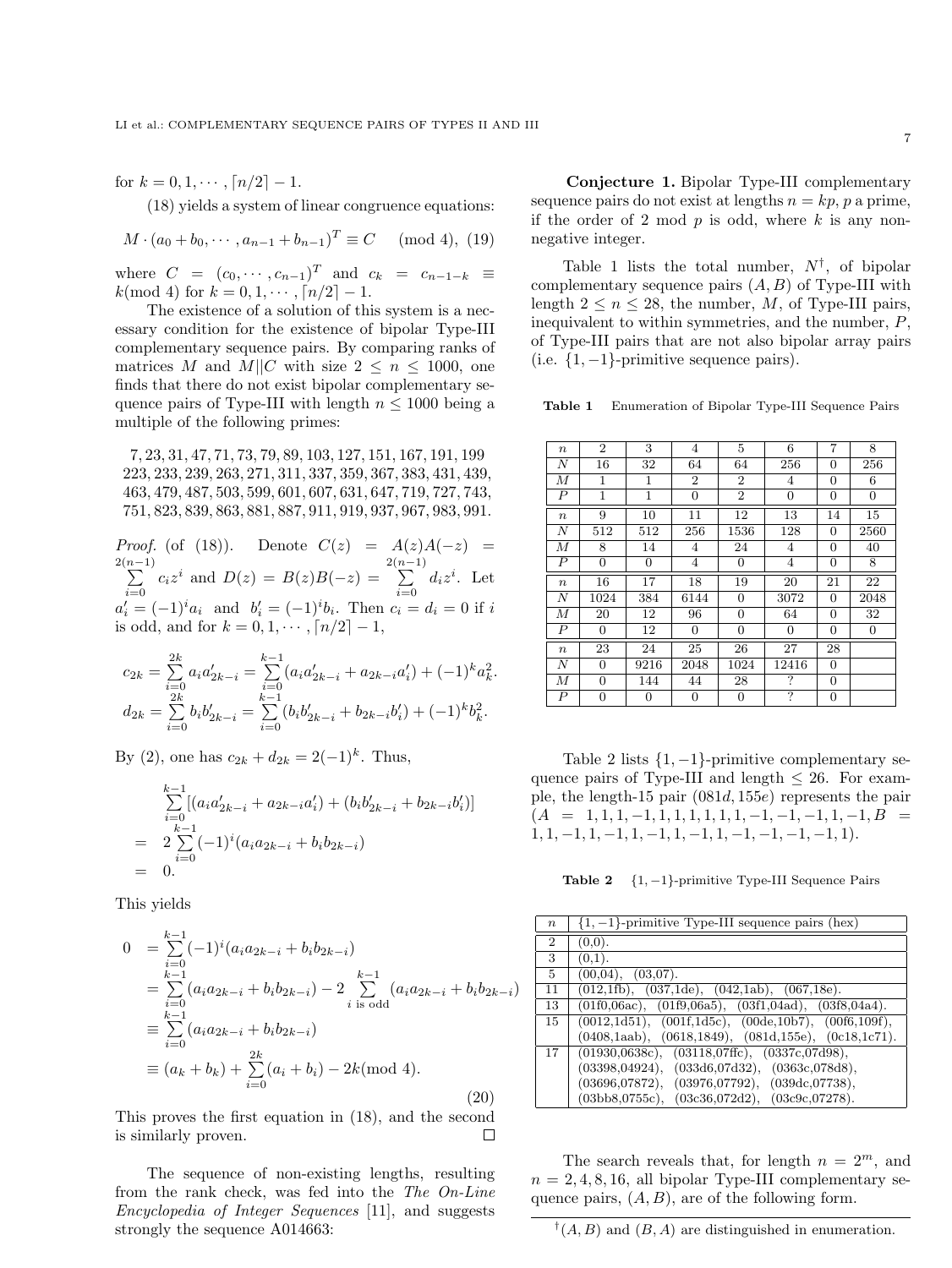for $k = 0, 1, \cdots, \lceil n/2 \rceil - 1$.

(18) yields a system of linear congruence equations:

$$M \cdot (a_0 + b_0, \cdots, a_{n-1} + b_{n-1})^T \equiv C \pmod 4, \quad (19)$$

where $C = (c_0, \cdots, c_{n-1})^T$ and $c_k = c_{n-1-k} \equiv k \pmod 4$ for $k = 0, 1, \cdots, \lceil n/2 \rceil - 1$.

The existence of a solution of this system is a necessary condition for the existence of bipolar Type-III complementary sequence pairs. By comparing ranks of matrices $M$ and $M||C$ with size $2 \le n \le 1000$, one finds that there do not exist bipolar complementary sequence pairs of Type-III with length $n \le 1000$ being a multiple of the following primes:

7, 23, 31, 47, 71, 73, 79, 89, 103, 127, 151, 167, 191, 199
223, 233, 239, 263, 271, 311, 337, 359, 367, 383, 431, 439,
463, 479, 487, 503, 599, 601, 607, 631, 647, 719, 727, 743,
751, 823, 839, 863, 881, 887, 911, 919, 937, 967, 983, 991.

*Proof.* (of (18)). Denote $C(z) = A(z)A(-z) = \sum_{i=0}^{2(n-1)} c_i z^i$ and $D(z) = B(z)B(-z) = \sum_{i=0}^{2(n-1)} d_i z^i$. Let $a_i' = (-1)^i a_i$ and $b_i' = (-1)^i b_i$. Then $c_i = d_i = 0$ if $i$ is odd, and for $k = 0, 1, \cdots, \lceil n/2 \rceil - 1$,

$$c_{2k} = \sum_{i=0}^{2k} a_i a_{2k-i}' = \sum_{i=0}^{k-1} (a_i a_{2k-i}' + a_{2k-i} a_i') + (-1)^k a_k^2.$$
$$d_{2k} = \sum_{i=0}^{2k} b_i b_{2k-i}' = \sum_{i=0}^{k-1} (b_i b_{2k-i}' + b_{2k-i} b_i') + (-1)^k b_k^2.$$

By (2), one has $c_{2k} + d_{2k} = 2(-1)^k$. Thus,

$$\begin{aligned} & \sum_{i=0}^{k-1} [(a_i a_{2k-i}' + a_{2k-i} a_i') + (b_i b_{2k-i}' + b_{2k-i} b_i')] \\ = \ & 2 \sum_{i=0}^{k-1} (-1)^i (a_i a_{2k-i} + b_i b_{2k-i}) \\ = \ & 0. \end{aligned}$$

This yields

$$\begin{aligned} 0 &= \sum_{i=0}^{k-1} (-1)^i (a_i a_{2k-i} + b_i b_{2k-i}) \\ &= \sum_{i=0}^{k-1} (a_i a_{2k-i} + b_i b_{2k-i}) - 2 \sum_{i \text{ is odd}}^{k-1} (a_i a_{2k-i} + b_i b_{2k-i}) \\ &\equiv \sum_{i=0}^{k-1} (a_i a_{2k-i} + b_i b_{2k-i}) \\ &\equiv (a_k + b_k) + \sum_{i=0}^{2k} (a_i + b_i) - 2k \pmod 4. \end{aligned} \quad (20)$$

This proves the first equation in (18), and the second is similarly proven. □

The sequence of non-existing lengths, resulting from the rank check, was fed into the *The On-Line Encyclopedia of Integer Sequences* [11], and suggests strongly the sequence A014663:

**Conjecture 1.** Bipolar Type-III complementary sequence pairs do not exist at lengths $n = kp$, $p$ a prime, if the order of 2 mod $p$ is odd, where $k$ is any non-negative integer.

Table 1 lists the total number, $N^\dagger$, of bipolar complementary sequence pairs $(A, B)$ of Type-III with length $2 \le n \le 28$, the number, $M$, of Type-III pairs, inequivalent to within symmetries, and the number, $P$, of Type-III pairs that are not also bipolar array pairs (i.e. $\{1, -1\}$-primitive sequence pairs).

**Table 1** Enumeration of Bipolar Type-III Sequence Pairs

| $n$ | 2 | 3 | 4 | 5 | 6 | 7 | 8 |
|---|---|---|---|---|---|---|---|
| $N$ | 16 | 32 | 64 | 64 | 256 | 0 | 256 |
| $M$ | 1 | 1 | 2 | 2 | 4 | 0 | 6 |
| $P$ | 1 | 1 | 0 | 2 | 0 | 0 | 0 |
| $n$ | 9 | 10 | 11 | 12 | 13 | 14 | 15 |
| $N$ | 512 | 512 | 256 | 1536 | 128 | 0 | 2560 |
| $M$ | 8 | 14 | 4 | 24 | 4 | 0 | 40 |
| $P$ | 0 | 0 | 4 | 0 | 4 | 0 | 8 |
| $n$ | 16 | 17 | 18 | 19 | 20 | 21 | 22 |
| $N$ | 1024 | 384 | 6144 | 0 | 3072 | 0 | 2048 |
| $M$ | 20 | 12 | 96 | 0 | 64 | 0 | 32 |
| $P$ | 0 | 12 | 0 | 0 | 0 | 0 | 0 |
| $n$ | 23 | 24 | 25 | 26 | 27 | 28 | |
| $N$ | 0 | 9216 | 2048 | 1024 | 12416 | 0 | |
| $M$ | 0 | 144 | 44 | 28 | ? | 0 | |
| $P$ | 0 | 0 | 0 | 0 | ? | 0 | |

Table 2 lists $\{1, -1\}$-primitive complementary sequence pairs of Type-III and length $\le 26$. For example, the length-15 pair $(081d, 155e)$ represents the pair $(A = 1, 1, 1, -1, 1, 1, 1, 1, 1, 1, -1, -1, -1, 1, -1, B = 1, 1, -1, 1, -1, 1, -1, 1, -1, 1, -1, -1, -1, -1, 1)$.

**Table 2** $\{1, -1\}$-primitive Type-III Sequence Pairs

| $n$ | $\{1, -1\}$-primitive Type-III sequence pairs (hex) |
|---|---|
| 2 | (0,0). |
| 3 | (0,1). |
| 5 | (00,04), (03,07). |
| 11 | (012,1fb), (037,1de), (042,1ab), (067,18e). |
| 13 | (01f0,06ac), (01f9,06a5), (03f1,04ad), (03f8,04a4). |
| 15 | (0012,1d51), (001f,1d5c), (00de,10b7), (00f6,109f), (0408,1aab), (0618,1849), (081d,155e), (0c18,1c71). |
| 17 | (01930,0638c), (03118,07ffc), (0337c,07d98), (03398,04924), (033d6,07d32), (0363c,078d8), (03696,07872), (03976,07792), (039dc,07738), (03bb8,0755c), (03c36,072d2), (03c9c,07278). |

The search reveals that, for length $n = 2^m$, and $n = 2, 4, 8, 16$, all bipolar Type-III complementary sequence pairs, $(A, B)$, are of the following form.

$^\dagger(A, B)$ and $(B, A)$ are distinguished in enumeration.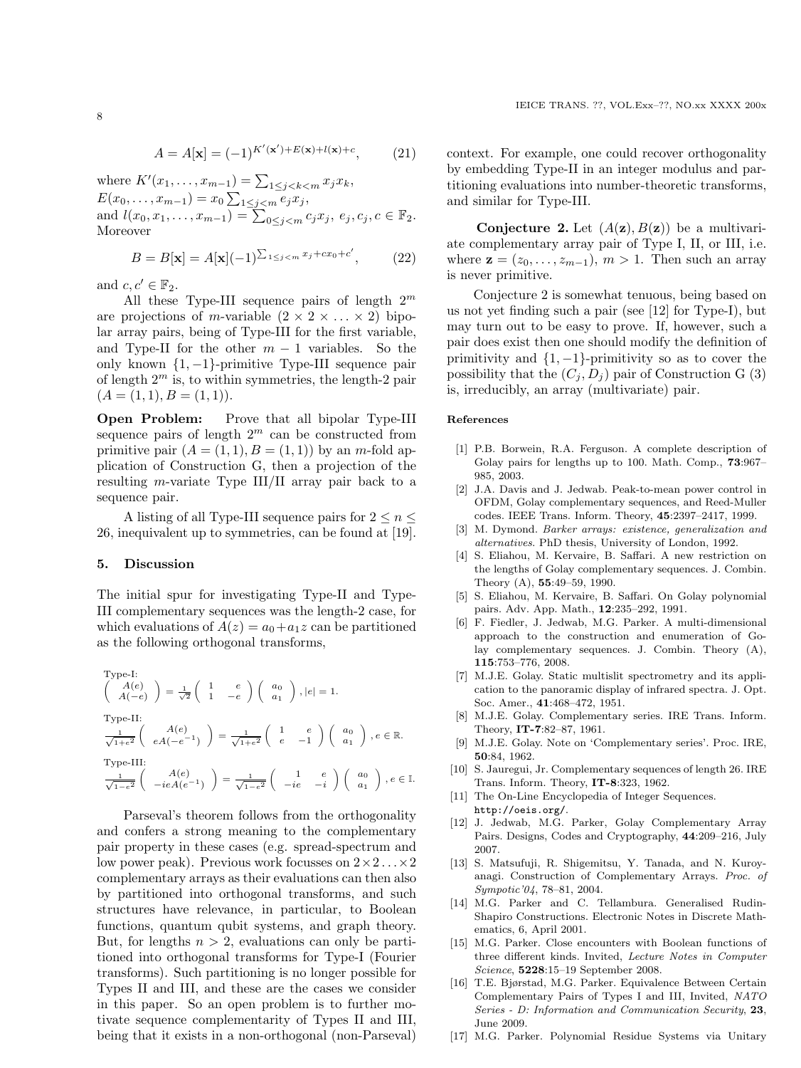$$A = A[\mathbf{x}] = (-1)^{K'(\mathbf{x}')+E(\mathbf{x})+l(\mathbf{x})+c}, \qquad (21)$$

where $K'(x_1,\ldots,x_{m-1}) = \sum_{1\le j<k<m} x_j x_k$,
$E(x_0,\ldots,x_{m-1}) = x_0 \sum_{1\le j<m} e_j x_j$,
and $l(x_0,x_1,\ldots,x_{m-1}) = \sum_{0\le j<m} c_j x_j$, $e_j, c_j, c \in \mathbb{F}_2$. Moreover

$$B = B[\mathbf{x}] = A[\mathbf{x}](-1)^{\sum_{1\le j<m} x_j + cx_0 + c'}, \qquad (22)$$

and $c, c' \in \mathbb{F}_2$.

All these Type-III sequence pairs of length $2^m$ are projections of $m$-variable $(2\times 2\times \ldots \times 2)$ bipolar array pairs, being of Type-III for the first variable, and Type-II for the other $m-1$ variables. So the only known $\{1,-1\}$-primitive Type-III sequence pair of length $2^m$ is, to within symmetries, the length-2 pair $(A=(1,1), B=(1,1))$.

**Open Problem:** Prove that all bipolar Type-III sequence pairs of length $2^m$ can be constructed from primitive pair $(A=(1,1), B=(1,1))$ by an $m$-fold application of Construction G, then a projection of the resulting $m$-variate Type III/II array pair back to a sequence pair.

A listing of all Type-III sequence pairs for $2 \le n \le 26$, inequivalent up to symmetries, can be found at [19].

## 5. Discussion

The initial spur for investigating Type-II and Type-III complementary sequences was the length-2 case, for which evaluations of $A(z) = a_0 + a_1 z$ can be partitioned as the following orthogonal transforms,

Type-I:
$$\begin{pmatrix} A(e) \\ A(-e) \end{pmatrix} = \frac{1}{\sqrt{2}} \begin{pmatrix} 1 & e \\ 1 & -e \end{pmatrix} \begin{pmatrix} a_0 \\ a_1 \end{pmatrix}, |e| = 1.$$

Type-II:
$$\frac{1}{\sqrt{1+e^2}} \begin{pmatrix} A(e) \\ eA(-e^{-1}) \end{pmatrix} = \frac{1}{\sqrt{1+e^2}} \begin{pmatrix} 1 & e \\ e & -1 \end{pmatrix} \begin{pmatrix} a_0 \\ a_1 \end{pmatrix}, e \in \mathbb{R}.$$

Type-III:
$$\frac{1}{\sqrt{1-e^2}} \begin{pmatrix} A(e) \\ -ieA(e^{-1}) \end{pmatrix} = \frac{1}{\sqrt{1-e^2}} \begin{pmatrix} 1 & e \\ -ie & -i \end{pmatrix} \begin{pmatrix} a_0 \\ a_1 \end{pmatrix}, e \in \mathbb{I}.$$

Parseval's theorem follows from the orthogonality and confers a strong meaning to the complementary pair property in these cases (e.g. spread-spectrum and low power peak). Previous work focusses on $2\times 2 \ldots \times 2$ complementary arrays as their evaluations can then also by partitioned into orthogonal transforms, and such structures have relevance, in particular, to Boolean functions, quantum qubit systems, and graph theory. But, for lengths $n > 2$, evaluations can only be partitioned into orthogonal transforms for Type-I (Fourier transforms). Such partitioning is no longer possible for Types II and III, and these are the cases we consider in this paper. So an open problem is to further motivate sequence complementarity of Types II and III, being that it exists in a non-orthogonal (non-Parseval) context. For example, one could recover orthogonality by embedding Type-II in an integer modulus and partitioning evaluations into number-theoretic transforms, and similar for Type-III.

**Conjecture 2.** Let $(A(\mathbf{z}), B(\mathbf{z}))$ be a multivariate complementary array pair of Type I, II, or III, i.e. where $\mathbf{z} = (z_0,\ldots,z_{m-1})$, $m > 1$. Then such an array is never primitive.

Conjecture 2 is somewhat tenuous, being based on us not yet finding such a pair (see [12] for Type-I), but may turn out to be easy to prove. If, however, such a pair does exist then one should modify the definition of primitivity and $\{1,-1\}$-primitivity so as to cover the possibility that the $(C_j, D_j)$ pair of Construction G (3) is, irreducibly, an array (multivariate) pair.

### References

[1] P.B. Borwein, R.A. Ferguson. A complete description of Golay pairs for lengths up to 100. Math. Comp., **73**:967–985, 2003.

[2] J.A. Davis and J. Jedwab. Peak-to-mean power control in OFDM, Golay complementary sequences, and Reed-Muller codes. IEEE Trans. Inform. Theory, **45**:2397–2417, 1999.

[3] M. Dymond. *Barker arrays: existence, generalization and alternatives*. PhD thesis, University of London, 1992.

[4] S. Eliahou, M. Kervaire, B. Saffari. A new restriction on the lengths of Golay complementary sequences. J. Combin. Theory (A), **55**:49–59, 1990.

[5] S. Eliahou, M. Kervaire, B. Saffari. On Golay polynomial pairs. Adv. App. Math., **12**:235–292, 1991.

[6] F. Fiedler, J. Jedwab, M.G. Parker. A multi-dimensional approach to the construction and enumeration of Golay complementary sequences. J. Combin. Theory (A), **115**:753–776, 2008.

[7] M.J.E. Golay. Static multislit spectrometry and its application to the panoramic display of infrared spectra. J. Opt. Soc. Amer., **41**:468–472, 1951.

[8] M.J.E. Golay. Complementary series. IRE Trans. Inform. Theory, **IT-7**:82–87, 1961.

[9] M.J.E. Golay. Note on 'Complementary series'. Proc. IRE, **50**:84, 1962.

[10] S. Jauregui, Jr. Complementary sequences of length 26. IRE Trans. Inform. Theory, **IT-8**:323, 1962.

[11] The On-Line Encyclopedia of Integer Sequences. http://oeis.org/.

[12] J. Jedwab, M.G. Parker, Golay Complementary Array Pairs. Designs, Codes and Cryptography, **44**:209–216, July 2007.

[13] S. Matsufuji, R. Shigemitsu, Y. Tanada, and N. Kuroyanagi. Construction of Complementary Arrays. *Proc. of Sympotic'04*, 78–81, 2004.

[14] M.G. Parker and C. Tellambura. Generalised Rudin-Shapiro Constructions. Electronic Notes in Discrete Mathematics, 6, April 2001.

[15] M.G. Parker. Close encounters with Boolean functions of three different kinds. Invited, *Lecture Notes in Computer Science*, **5228**:15–19 September 2008.

[16] T.E. Bjørstad, M.G. Parker. Equivalence Between Certain Complementary Pairs of Types I and III, Invited, *NATO Series - D: Information and Communication Security*, **23**, June 2009.

[17] M.G. Parker. Polynomial Residue Systems via Unitary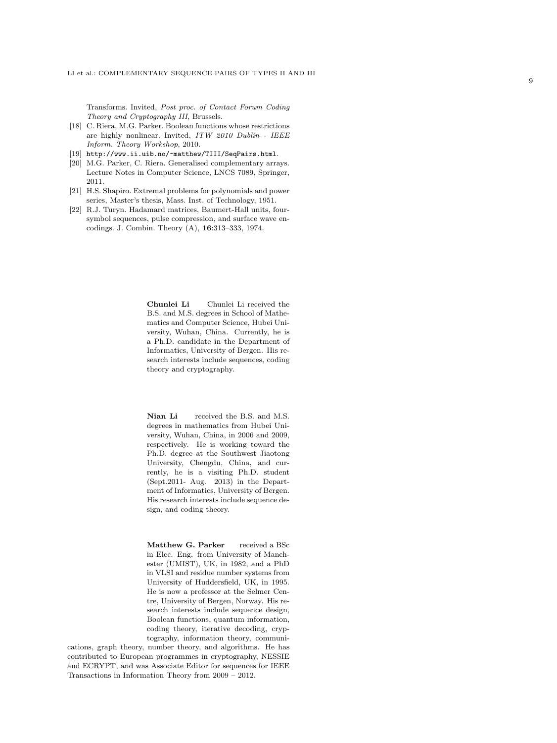Transforms. Invited, *Post proc. of Contact Forum Coding Theory and Cryptography III*, Brussels.

[18] C. Riera, M.G. Parker. Boolean functions whose restrictions are highly nonlinear. Invited, *ITW 2010 Dublin - IEEE Inform. Theory Workshop*, 2010.

[19] `http://www.ii.uib.no/~matthew/TIII/SeqPairs.html`.

[20] M.G. Parker, C. Riera. Generalised complementary arrays. Lecture Notes in Computer Science, LNCS 7089, Springer, 2011.

[21] H.S. Shapiro. Extremal problems for polynomials and power series, Master's thesis, Mass. Inst. of Technology, 1951.

[22] R.J. Turyn. Hadamard matrices, Baumert-Hall units, four-symbol sequences, pulse compression, and surface wave encodings. J. Combin. Theory (A), **16**:313–333, 1974.

**Chunlei Li** Chunlei Li received the B.S. and M.S. degrees in School of Mathematics and Computer Science, Hubei University, Wuhan, China. Currently, he is a Ph.D. candidate in the Department of Informatics, University of Bergen. His research interests include sequences, coding theory and cryptography.

**Nian Li** received the B.S. and M.S. degrees in mathematics from Hubei University, Wuhan, China, in 2006 and 2009, respectively. He is working toward the Ph.D. degree at the Southwest Jiaotong University, Chengdu, China, and currently, he is a visiting Ph.D. student (Sept.2011- Aug. 2013) in the Department of Informatics, University of Bergen. His research interests include sequence design, and coding theory.

**Matthew G. Parker** received a BSc in Elec. Eng. from University of Manchester (UMIST), UK, in 1982, and a PhD in VLSI and residue number systems from University of Huddersfield, UK, in 1995. He is now a professor at the Selmer Centre, University of Bergen, Norway. His research interests include sequence design, Boolean functions, quantum information, coding theory, iterative decoding, cryptography, information theory, communications, graph theory, number theory, and algorithms. He has contributed to European programmes in cryptography, NESSIE and ECRYPT, and was Associate Editor for sequences for IEEE Transactions in Information Theory from 2009 – 2012.